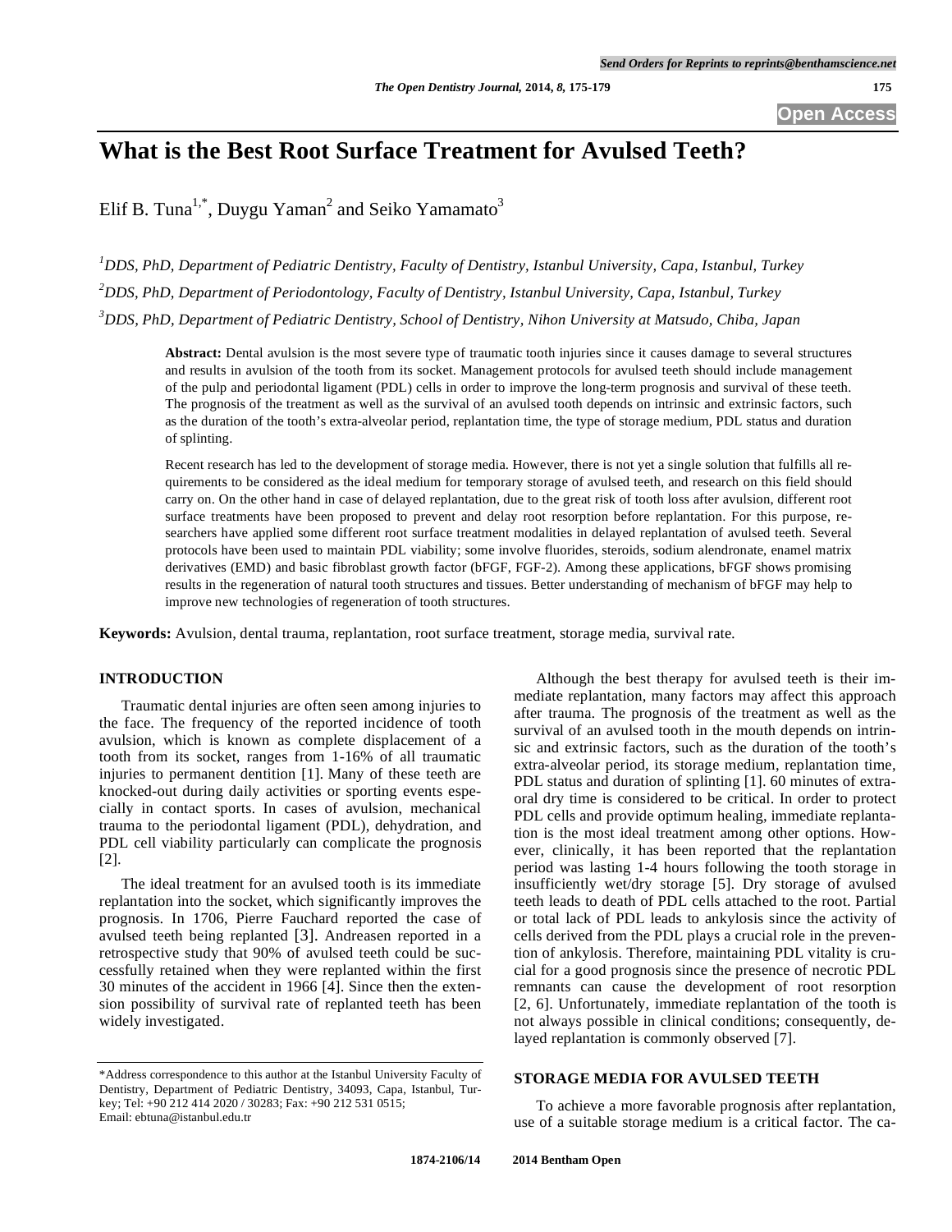# What is the Best Root Surface Treatment for Avulsed Teeth?

Elif B. Tuna[1,*], Duygu Yaman[2] and Seiko Yamamato[3]

[1]*DDS, PhD, Department of Pediatric Dentistry, Faculty of Dentistry, Istanbul University, Capa, Istanbul, Turkey*

[2]*DDS, PhD, Department of Periodontology, Faculty of Dentistry, Istanbul University, Capa, Istanbul, Turkey*

[3]*DDS, PhD, Department of Pediatric Dentistry, School of Dentistry, Nihon University at Matsudo, Chiba, Japan*

**Abstract:** Dental avulsion is the most severe type of traumatic tooth injuries since it causes damage to several structures and results in avulsion of the tooth from its socket. Management protocols for avulsed teeth should include management of the pulp and periodontal ligament (PDL) cells in order to improve the long-term prognosis and survival of these teeth. The prognosis of the treatment as well as the survival of an avulsed tooth depends on intrinsic and extrinsic factors, such as the duration of the tooth's extra-alveolar period, replantation time, the type of storage medium, PDL status and duration of splinting.

Recent research has led to the development of storage media. However, there is not yet a single solution that fulfills all requirements to be considered as the ideal medium for temporary storage of avulsed teeth, and research on this field should carry on. On the other hand in case of delayed replantation, due to the great risk of tooth loss after avulsion, different root surface treatments have been proposed to prevent and delay root resorption before replantation. For this purpose, researchers have applied some different root surface treatment modalities in delayed replantation of avulsed teeth. Several protocols have been used to maintain PDL viability; some involve fluorides, steroids, sodium alendronate, enamel matrix derivatives (EMD) and basic fibroblast growth factor (bFGF, FGF-2). Among these applications, bFGF shows promising results in the regeneration of natural tooth structures and tissues. Better understanding of mechanism of bFGF may help to improve new technologies of regeneration of tooth structures.

**Keywords:** Avulsion, dental trauma, replantation, root surface treatment, storage media, survival rate.

## INTRODUCTION

Traumatic dental injuries are often seen among injuries to the face. The frequency of the reported incidence of tooth avulsion, which is known as complete displacement of a tooth from its socket, ranges from 1-16% of all traumatic injuries to permanent dentition [1]. Many of these teeth are knocked-out during daily activities or sporting events especially in contact sports. In cases of avulsion, mechanical trauma to the periodontal ligament (PDL), dehydration, and PDL cell viability particularly can complicate the prognosis [2].

The ideal treatment for an avulsed tooth is its immediate replantation into the socket, which significantly improves the prognosis. In 1706, Pierre Fauchard reported the case of avulsed teeth being replanted [3]. Andreasen reported in a retrospective study that 90% of avulsed teeth could be successfully retained when they were replanted within the first 30 minutes of the accident in 1966 [4]. Since then the extension possibility of survival rate of replanted teeth has been widely investigated.

Although the best therapy for avulsed teeth is their immediate replantation, many factors may affect this approach after trauma. The prognosis of the treatment as well as the survival of an avulsed tooth in the mouth depends on intrinsic and extrinsic factors, such as the duration of the tooth's extra-alveolar period, its storage medium, replantation time, PDL status and duration of splinting [1]. 60 minutes of extra-oral dry time is considered to be critical. In order to protect PDL cells and provide optimum healing, immediate replantation is the most ideal treatment among other options. However, clinically, it has been reported that the replantation period was lasting 1-4 hours following the tooth storage in insufficiently wet/dry storage [5]. Dry storage of avulsed teeth leads to death of PDL cells attached to the root. Partial or total lack of PDL leads to ankylosis since the activity of cells derived from the PDL plays a crucial role in the prevention of ankylosis. Therefore, maintaining PDL vitality is crucial for a good prognosis since the presence of necrotic PDL remnants can cause the development of root resorption [2, 6]. Unfortunately, immediate replantation of the tooth is not always possible in clinical conditions; consequently, delayed replantation is commonly observed [7].

## STORAGE MEDIA FOR AVULSED TEETH

To achieve a more favorable prognosis after replantation, use of a suitable storage medium is a critical factor. The ca-

*Address correspondence to this author at the Istanbul University Faculty of Dentistry, Department of Pediatric Dentistry, 34093, Capa, Istanbul, Turkey; Tel: +90 212 414 2020 / 30283; Fax: +90 212 531 0515; Email: ebtuna@istanbul.edu.tr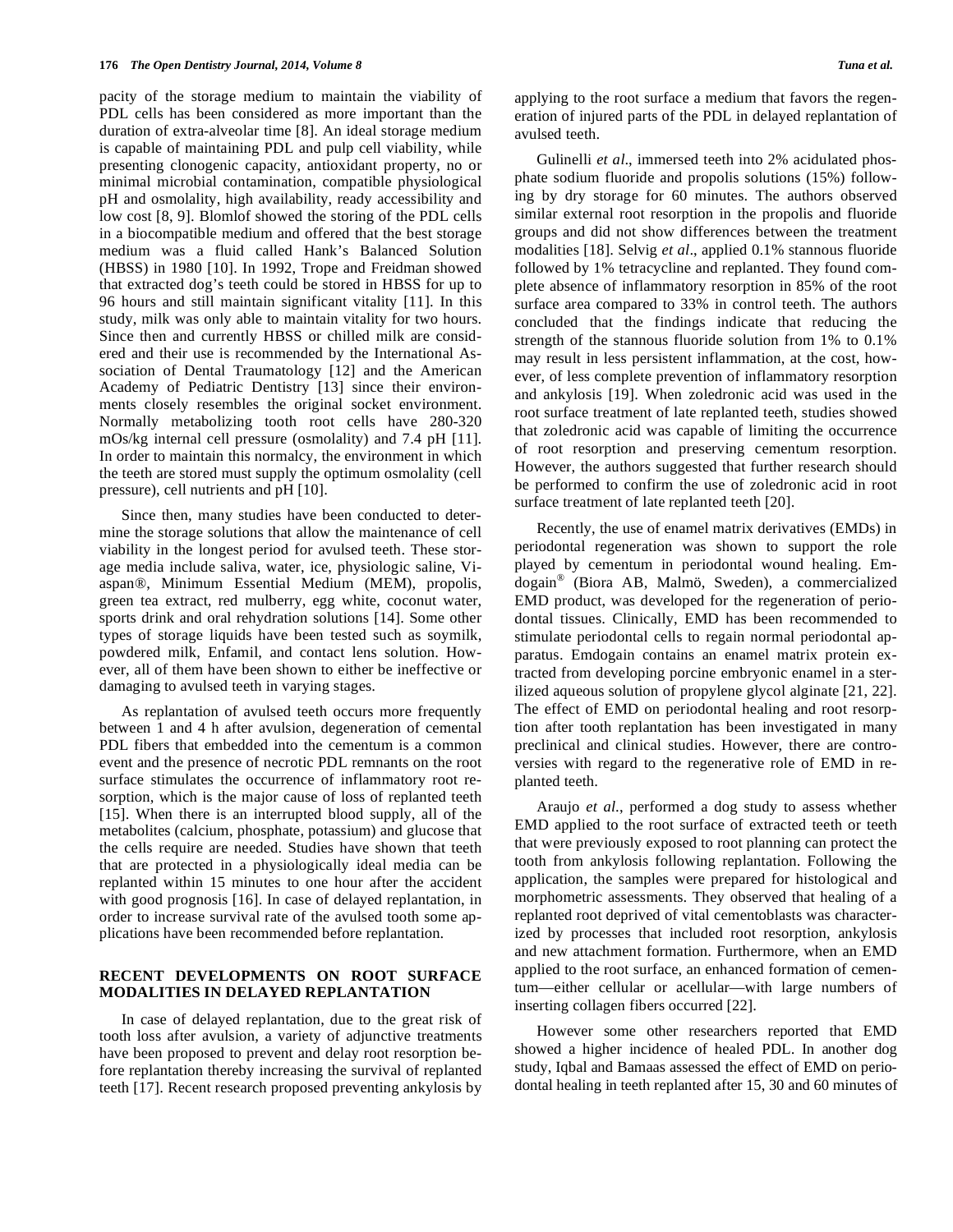pacity of the storage medium to maintain the viability of PDL cells has been considered as more important than the duration of extra-alveolar time [8]. An ideal storage medium is capable of maintaining PDL and pulp cell viability, while presenting clonogenic capacity, antioxidant property, no or minimal microbial contamination, compatible physiological pH and osmolality, high availability, ready accessibility and low cost [8, 9]. Blomlof showed the storing of the PDL cells in a biocompatible medium and offered that the best storage medium was a fluid called Hank's Balanced Solution (HBSS) in 1980 [10]. In 1992, Trope and Freidman showed that extracted dog's teeth could be stored in HBSS for up to 96 hours and still maintain significant vitality [11]. In this study, milk was only able to maintain vitality for two hours. Since then and currently HBSS or chilled milk are considered and their use is recommended by the International Association of Dental Traumatology [12] and the American Academy of Pediatric Dentistry [13] since their environments closely resembles the original socket environment. Normally metabolizing tooth root cells have 280-320 mOs/kg internal cell pressure (osmolality) and 7.4 pH [11]. In order to maintain this normalcy, the environment in which the teeth are stored must supply the optimum osmolality (cell pressure), cell nutrients and pH [10].

Since then, many studies have been conducted to determine the storage solutions that allow the maintenance of cell viability in the longest period for avulsed teeth. These storage media include saliva, water, ice, physiologic saline, Viaspan®, Minimum Essential Medium (MEM), propolis, green tea extract, red mulberry, egg white, coconut water, sports drink and oral rehydration solutions [14]. Some other types of storage liquids have been tested such as soymilk, powdered milk, Enfamil, and contact lens solution. However, all of them have been shown to either be ineffective or damaging to avulsed teeth in varying stages.

As replantation of avulsed teeth occurs more frequently between 1 and 4 h after avulsion, degeneration of cemental PDL fibers that embedded into the cementum is a common event and the presence of necrotic PDL remnants on the root surface stimulates the occurrence of inflammatory root resorption, which is the major cause of loss of replanted teeth [15]. When there is an interrupted blood supply, all of the metabolites (calcium, phosphate, potassium) and glucose that the cells require are needed. Studies have shown that teeth that are protected in a physiologically ideal media can be replanted within 15 minutes to one hour after the accident with good prognosis [16]. In case of delayed replantation, in order to increase survival rate of the avulsed tooth some applications have been recommended before replantation.

## RECENT DEVELOPMENTS ON ROOT SURFACE MODALITIES IN DELAYED REPLANTATION

In case of delayed replantation, due to the great risk of tooth loss after avulsion, a variety of adjunctive treatments have been proposed to prevent and delay root resorption before replantation thereby increasing the survival of replanted teeth [17]. Recent research proposed preventing ankylosis by applying to the root surface a medium that favors the regeneration of injured parts of the PDL in delayed replantation of avulsed teeth.

Gulinelli *et al*., immersed teeth into 2% acidulated phosphate sodium fluoride and propolis solutions (15%) following by dry storage for 60 minutes. The authors observed similar external root resorption in the propolis and fluoride groups and did not show differences between the treatment modalities [18]. Selvig *et al*., applied 0.1% stannous fluoride followed by 1% tetracycline and replanted. They found complete absence of inflammatory resorption in 85% of the root surface area compared to 33% in control teeth. The authors concluded that the findings indicate that reducing the strength of the stannous fluoride solution from 1% to 0.1% may result in less persistent inflammation, at the cost, however, of less complete prevention of inflammatory resorption and ankylosis [19]. When zoledronic acid was used in the root surface treatment of late replanted teeth, studies showed that zoledronic acid was capable of limiting the occurrence of root resorption and preserving cementum resorption. However, the authors suggested that further research should be performed to confirm the use of zoledronic acid in root surface treatment of late replanted teeth [20].

Recently, the use of enamel matrix derivatives (EMDs) in periodontal regeneration was shown to support the role played by cementum in periodontal wound healing. Emdogain® (Biora AB, Malmö, Sweden), a commercialized EMD product, was developed for the regeneration of periodontal tissues. Clinically, EMD has been recommended to stimulate periodontal cells to regain normal periodontal apparatus. Emdogain contains an enamel matrix protein extracted from developing porcine embryonic enamel in a sterilized aqueous solution of propylene glycol alginate [21, 22]. The effect of EMD on periodontal healing and root resorption after tooth replantation has been investigated in many preclinical and clinical studies. However, there are controversies with regard to the regenerative role of EMD in replanted teeth.

Araujo *et al*., performed a dog study to assess whether EMD applied to the root surface of extracted teeth or teeth that were previously exposed to root planning can protect the tooth from ankylosis following replantation. Following the application, the samples were prepared for histological and morphometric assessments. They observed that healing of a replanted root deprived of vital cementoblasts was characterized by processes that included root resorption, ankylosis and new attachment formation. Furthermore, when an EMD applied to the root surface, an enhanced formation of cementum—either cellular or acellular—with large numbers of inserting collagen fibers occurred [22].

However some other researchers reported that EMD showed a higher incidence of healed PDL. In another dog study, Iqbal and Bamaas assessed the effect of EMD on periodontal healing in teeth replanted after 15, 30 and 60 minutes of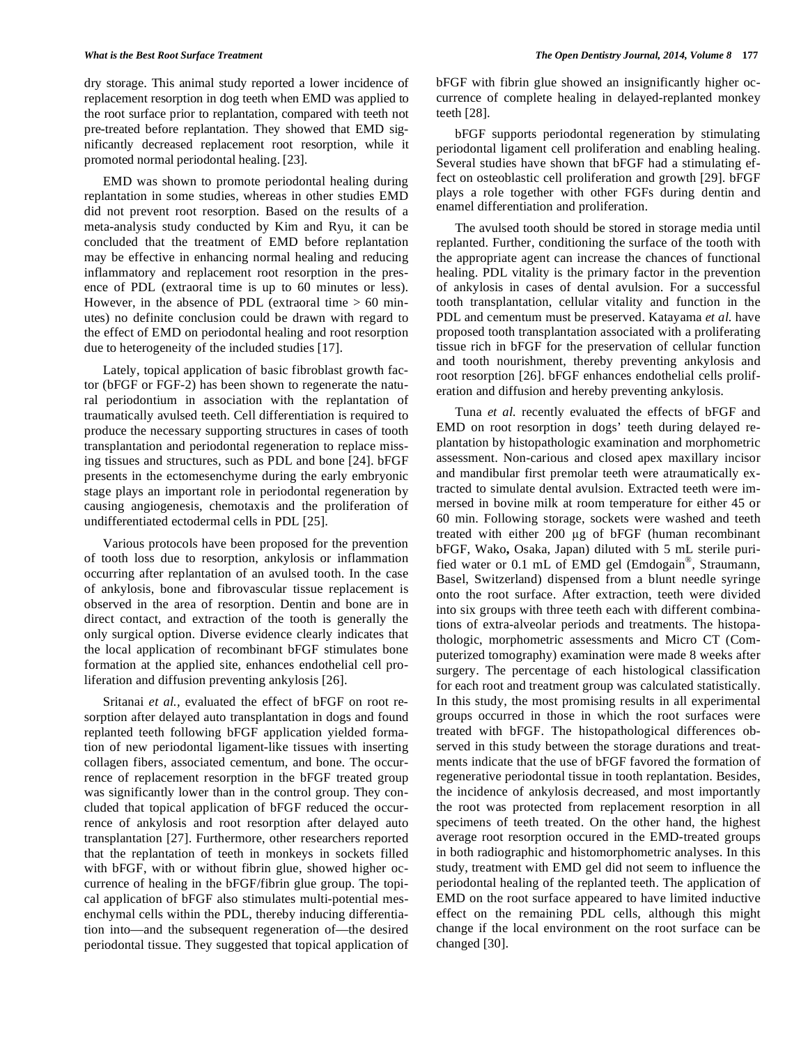dry storage. This animal study reported a lower incidence of replacement resorption in dog teeth when EMD was applied to the root surface prior to replantation, compared with teeth not pre-treated before replantation. They showed that EMD significantly decreased replacement root resorption, while it promoted normal periodontal healing. [23].

EMD was shown to promote periodontal healing during replantation in some studies, whereas in other studies EMD did not prevent root resorption. Based on the results of a meta-analysis study conducted by Kim and Ryu, it can be concluded that the treatment of EMD before replantation may be effective in enhancing normal healing and reducing inflammatory and replacement root resorption in the presence of PDL (extraoral time is up to 60 minutes or less). However, in the absence of PDL (extraoral time > 60 minutes) no definite conclusion could be drawn with regard to the effect of EMD on periodontal healing and root resorption due to heterogeneity of the included studies [17].

Lately, topical application of basic fibroblast growth factor (bFGF or FGF-2) has been shown to regenerate the natural periodontium in association with the replantation of traumatically avulsed teeth. Cell differentiation is required to produce the necessary supporting structures in cases of tooth transplantation and periodontal regeneration to replace missing tissues and structures, such as PDL and bone [24]. bFGF presents in the ectomesenchyme during the early embryonic stage plays an important role in periodontal regeneration by causing angiogenesis, chemotaxis and the proliferation of undifferentiated ectodermal cells in PDL [25].

Various protocols have been proposed for the prevention of tooth loss due to resorption, ankylosis or inflammation occurring after replantation of an avulsed tooth. In the case of ankylosis, bone and fibrovascular tissue replacement is observed in the area of resorption. Dentin and bone are in direct contact, and extraction of the tooth is generally the only surgical option. Diverse evidence clearly indicates that the local application of recombinant bFGF stimulates bone formation at the applied site, enhances endothelial cell proliferation and diffusion preventing ankylosis [26].

Sritanai *et al.*, evaluated the effect of bFGF on root resorption after delayed auto transplantation in dogs and found replanted teeth following bFGF application yielded formation of new periodontal ligament-like tissues with inserting collagen fibers, associated cementum, and bone. The occurrence of replacement resorption in the bFGF treated group was significantly lower than in the control group. They concluded that topical application of bFGF reduced the occurrence of ankylosis and root resorption after delayed auto transplantation [27]. Furthermore, other researchers reported that the replantation of teeth in monkeys in sockets filled with bFGF, with or without fibrin glue, showed higher occurrence of healing in the bFGF/fibrin glue group. The topical application of bFGF also stimulates multi-potential mesenchymal cells within the PDL, thereby inducing differentiation into—and the subsequent regeneration of—the desired periodontal tissue. They suggested that topical application of bFGF with fibrin glue showed an insignificantly higher occurrence of complete healing in delayed-replanted monkey teeth [28].

bFGF supports periodontal regeneration by stimulating periodontal ligament cell proliferation and enabling healing. Several studies have shown that bFGF had a stimulating effect on osteoblastic cell proliferation and growth [29]. bFGF plays a role together with other FGFs during dentin and enamel differentiation and proliferation.

The avulsed tooth should be stored in storage media until replanted. Further, conditioning the surface of the tooth with the appropriate agent can increase the chances of functional healing. PDL vitality is the primary factor in the prevention of ankylosis in cases of dental avulsion. For a successful tooth transplantation, cellular vitality and function in the PDL and cementum must be preserved. Katayama *et al.* have proposed tooth transplantation associated with a proliferating tissue rich in bFGF for the preservation of cellular function and tooth nourishment, thereby preventing ankylosis and root resorption [26]. bFGF enhances endothelial cells proliferation and diffusion and hereby preventing ankylosis.

Tuna *et al.* recently evaluated the effects of bFGF and EMD on root resorption in dogs' teeth during delayed replantation by histopathologic examination and morphometric assessment. Non-carious and closed apex maxillary incisor and mandibular first premolar teeth were atraumatically extracted to simulate dental avulsion. Extracted teeth were immersed in bovine milk at room temperature for either 45 or 60 min. Following storage, sockets were washed and teeth treated with either 200 μg of bFGF (human recombinant bFGF, Wako**,** Osaka, Japan) diluted with 5 mL sterile purified water or 0.1 mL of EMD gel (Emdogain®, Straumann, Basel, Switzerland) dispensed from a blunt needle syringe onto the root surface. After extraction, teeth were divided into six groups with three teeth each with different combinations of extra-alveolar periods and treatments. The histopathologic, morphometric assessments and Micro CT (Computerized tomography) examination were made 8 weeks after surgery. The percentage of each histological classification for each root and treatment group was calculated statistically. In this study, the most promising results in all experimental groups occurred in those in which the root surfaces were treated with bFGF. The histopathological differences observed in this study between the storage durations and treatments indicate that the use of bFGF favored the formation of regenerative periodontal tissue in tooth replantation. Besides, the incidence of ankylosis decreased, and most importantly the root was protected from replacement resorption in all specimens of teeth treated. On the other hand, the highest average root resorption occured in the EMD-treated groups in both radiographic and histomorphometric analyses. In this study, treatment with EMD gel did not seem to influence the periodontal healing of the replanted teeth. The application of EMD on the root surface appeared to have limited inductive effect on the remaining PDL cells, although this might change if the local environment on the root surface can be changed [30].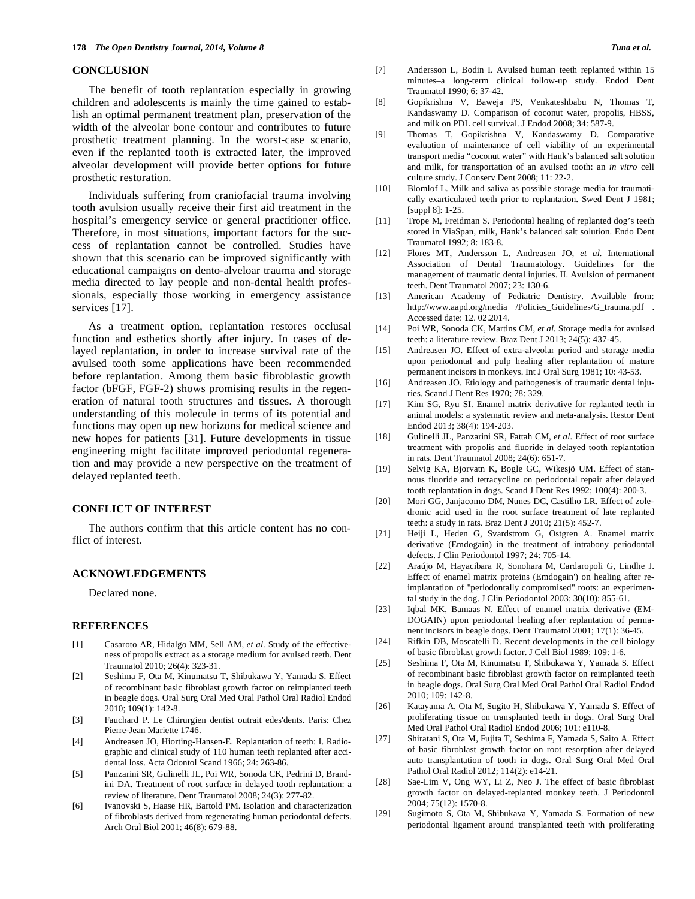## CONCLUSION

The benefit of tooth replantation especially in growing children and adolescents is mainly the time gained to establish an optimal permanent treatment plan, preservation of the width of the alveolar bone contour and contributes to future prosthetic treatment planning. In the worst-case scenario, even if the replanted tooth is extracted later, the improved alveolar development will provide better options for future prosthetic restoration.

Individuals suffering from craniofacial trauma involving tooth avulsion usually receive their first aid treatment in the hospital's emergency service or general practitioner office. Therefore, in most situations, important factors for the success of replantation cannot be controlled. Studies have shown that this scenario can be improved significantly with educational campaigns on dento-alveloar trauma and storage media directed to lay people and non-dental health professionals, especially those working in emergency assistance services [17].

As a treatment option, replantation restores occlusal function and esthetics shortly after injury. In cases of delayed replantation, in order to increase survival rate of the avulsed tooth some applications have been recommended before replantation. Among them basic fibroblastic growth factor (bFGF, FGF-2) shows promising results in the regeneration of natural tooth structures and tissues. A thorough understanding of this molecule in terms of its potential and functions may open up new horizons for medical science and new hopes for patients [31]. Future developments in tissue engineering might facilitate improved periodontal regeneration and may provide a new perspective on the treatment of delayed replanted teeth.

## CONFLICT OF INTEREST

The authors confirm that this article content has no conflict of interest.

## ACKNOWLEDGEMENTS

Declared none.

## REFERENCES

[1] Casaroto AR, Hidalgo MM, Sell AM, *et al.* Study of the effectiveness of propolis extract as a storage medium for avulsed teeth. Dent Traumatol 2010; 26(4): 323-31.

[2] Seshima F, Ota M, Kinumatsu T, Shibukawa Y, Yamada S. Effect of recombinant basic fibroblast growth factor on reimplanted teeth in beagle dogs. Oral Surg Oral Med Oral Pathol Oral Radiol Endod 2010; 109(1): 142-8.

[3] Fauchard P. Le Chirurgien dentist outrait edes'dents. Paris: Chez Pierre-Jean Mariette 1746.

[4] Andreasen JO, Hiorting-Hansen-E. Replantation of teeth: I. Radiographic and clinical study of 110 human teeth replanted after accidental loss. Acta Odontol Scand 1966; 24: 263-86.

[5] Panzarini SR, Gulinelli JL, Poi WR, Sonoda CK, Pedrini D, Brandini DA. Treatment of root surface in delayed tooth replantation: a review of literature. Dent Traumatol 2008; 24(3): 277-82.

[6] Ivanovski S, Haase HR, Bartold PM. Isolation and characterization of fibroblasts derived from regenerating human periodontal defects. Arch Oral Biol 2001; 46(8): 679-88.

[7] Andersson L, Bodin I. Avulsed human teeth replanted within 15 minutes–a long-term clinical follow-up study. Endod Dent Traumatol 1990; 6: 37-42.

[8] Gopikrishna V, Baweja PS, Venkateshbabu N, Thomas T, Kandaswamy D. Comparison of coconut water, propolis, HBSS, and milk on PDL cell survival. J Endod 2008; 34: 587-9.

[9] Thomas T, Gopikrishna V, Kandaswamy D. Comparative evaluation of maintenance of cell viability of an experimental transport media "coconut water" with Hank's balanced salt solution and milk, for transportation of an avulsed tooth: an *in vitro* cell culture study. J Conserv Dent 2008; 11: 22-2.

[10] Blomlof L. Milk and saliva as possible storage media for traumatically exarticulated teeth prior to replantation. Swed Dent J 1981; [suppl 8]: 1-25.

[11] Trope M, Freidman S. Periodontal healing of replanted dog's teeth stored in ViaSpan, milk, Hank's balanced salt solution. Endo Dent Traumatol 1992; 8: 183-8.

[12] Flores MT, Andersson L, Andreasen JO, *et al.* International Association of Dental Traumatology. Guidelines for the management of traumatic dental injuries. II. Avulsion of permanent teeth. Dent Traumatol 2007; 23: 130-6.

[13] American Academy of Pediatric Dentistry. Available from: http://www.aapd.org/media /Policies_Guidelines/G_trauma.pdf . Accessed date: 12. 02.2014.

[14] Poi WR, Sonoda CK, Martins CM, *et al.* Storage media for avulsed teeth: a literature review. Braz Dent J 2013; 24(5): 437-45.

[15] Andreasen JO. Effect of extra-alveolar period and storage media upon periodontal and pulp healing after replantation of mature permanent incisors in monkeys. Int J Oral Surg 1981; 10: 43-53.

[16] Andreasen JO. Etiology and pathogenesis of traumatic dental injuries. Scand J Dent Res 1970; 78: 329.

[17] Kim SG, Ryu SI. Enamel matrix derivative for replanted teeth in animal models: a systematic review and meta-analysis. Restor Dent Endod 2013; 38(4): 194-203.

[18] Gulinelli JL, Panzarini SR, Fattah CM, *et al.* Effect of root surface treatment with propolis and fluoride in delayed tooth replantation in rats. Dent Traumatol 2008; 24(6): 651-7.

[19] Selvig KA, Bjorvatn K, Bogle GC, Wikesjö UM. Effect of stannous fluoride and tetracycline on periodontal repair after delayed tooth replantation in dogs. Scand J Dent Res 1992; 100(4): 200-3.

[20] Mori GG, Janjacomo DM, Nunes DC, Castilho LR. Effect of zoledronic acid used in the root surface treatment of late replanted teeth: a study in rats. Braz Dent J 2010; 21(5): 452-7.

[21] Heiji L, Heden G, Svardstrom G, Ostgren A. Enamel matrix derivative (Emdogain) in the treatment of intrabony periodontal defects. J Clin Periodontol 1997; 24: 705-14.

[22] Araújo M, Hayacibara R, Sonohara M, Cardaropoli G, Lindhe J. Effect of enamel matrix proteins (Emdogain') on healing after re-implantation of "periodontally compromised" roots: an experimental study in the dog. J Clin Periodontol 2003; 30(10): 855-61.

[23] Iqbal MK, Bamaas N. Effect of enamel matrix derivative (EM-DOGAIN) upon periodontal healing after replantation of permanent incisors in beagle dogs. Dent Traumatol 2001; 17(1): 36-45.

[24] Rifkin DB, Moscatelli D. Recent developments in the cell biology of basic fibroblast growth factor. J Cell Biol 1989; 109: 1-6.

[25] Seshima F, Ota M, Kinumatsu T, Shibukawa Y, Yamada S. Effect of recombinant basic fibroblast growth factor on reimplanted teeth in beagle dogs. Oral Surg Oral Med Oral Pathol Oral Radiol Endod 2010; 109: 142-8.

[26] Katayama A, Ota M, Sugito H, Shibukawa Y, Yamada S. Effect of proliferating tissue on transplanted teeth in dogs. Oral Surg Oral Med Oral Pathol Oral Radiol Endod 2006; 101: e110-8.

[27] Shiratani S, Ota M, Fujita T, Seshima F, Yamada S, Saito A. Effect of basic fibroblast growth factor on root resorption after delayed auto transplantation of tooth in dogs. Oral Surg Oral Med Oral Pathol Oral Radiol 2012; 114(2): e14-21.

[28] Sae-Lim V, Ong WY, Li Z, Neo J. The effect of basic fibroblast growth factor on delayed-replanted monkey teeth. J Periodontol 2004; 75(12): 1570-8.

[29] Sugimoto S, Ota M, Shibukava Y, Yamada S. Formation of new periodontal ligament around transplanted teeth with proliferating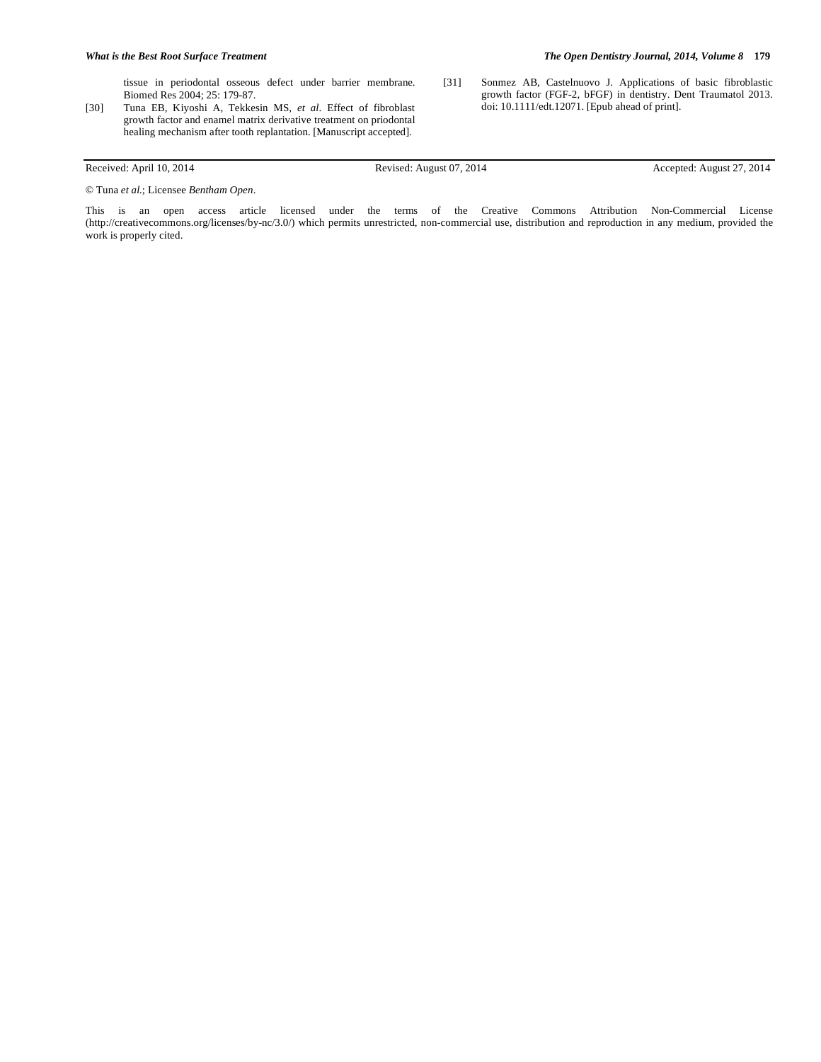tissue in periodontal osseous defect under barrier membrane. Biomed Res 2004; 25: 179-87.

[30] Tuna EB, Kiyoshi A, Tekkesin MS, *et al*. Effect of fibroblast growth factor and enamel matrix derivative treatment on priodontal healing mechanism after tooth replantation. [Manuscript accepted].

[31] Sonmez AB, Castelnuovo J. Applications of basic fibroblastic growth factor (FGF-2, bFGF) in dentistry. Dent Traumatol 2013. doi: 10.1111/edt.12071. [Epub ahead of print].

---

Received: April 10, 2014 Revised: August 07, 2014 Accepted: August 27, 2014

© Tuna *et al.*; Licensee *Bentham Open*.

This is an open access article licensed under the terms of the Creative Commons Attribution Non-Commercial License (http://creativecommons.org/licenses/by-nc/3.0/) which permits unrestricted, non-commercial use, distribution and reproduction in any medium, provided the work is properly cited.